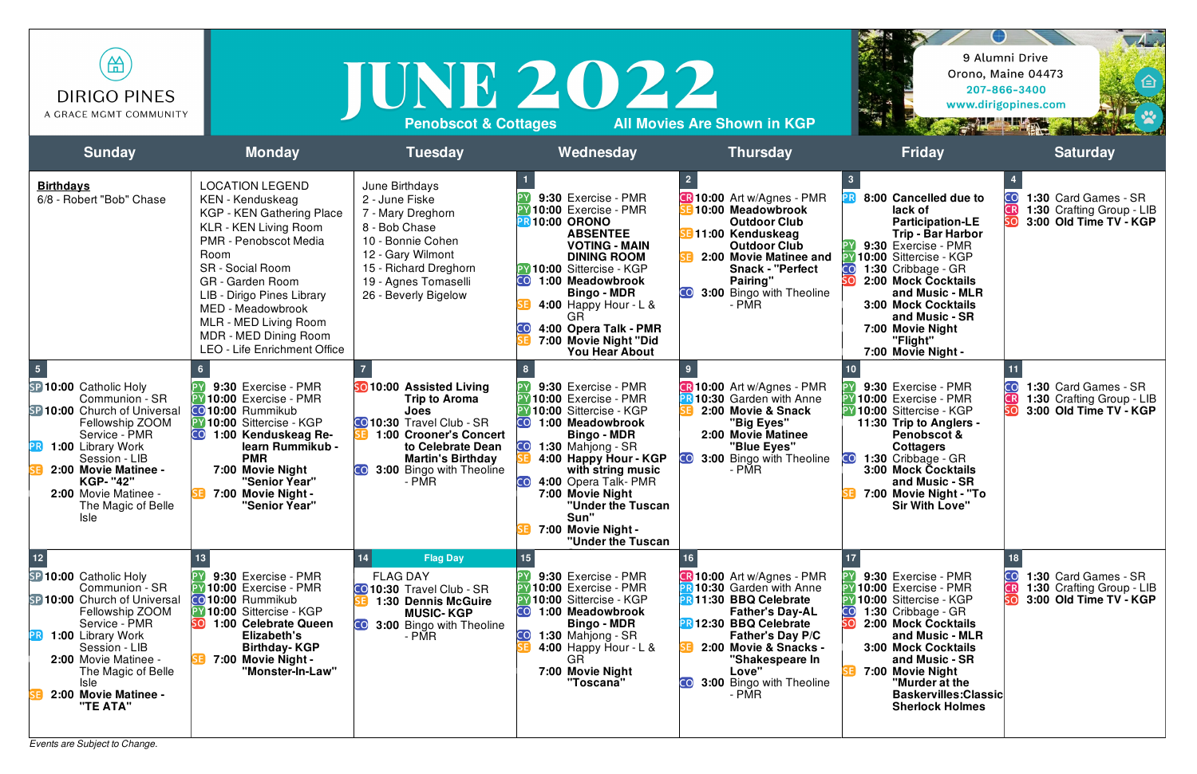DIRIGO PINES
A GRACE MGMT COMMUNITY

# JUNE 2022

Penobscot & Cottages — All Movies Are Shown in KGP

9 Alumni Drive
Orono, Maine 04473
207-866-3400
www.dirigopines.com

| Sunday | Monday | Tuesday | Wednesday | Thursday | Friday | Saturday |
|---|---|---|---|---|---|---|
| **Birthdays**<br>6/8 - Robert "Bob" Chase | LOCATION LEGEND<br>KEN - Kenduskeag<br>KGP - KEN Gathering Place<br>KLR - KEN Living Room<br>PMR - Penobscot Media Room<br>SR - Social Room<br>GR - Garden Room<br>LIB - Dirigo Pines Library<br>MED - Meadowbrook<br>MLR - MED Living Room<br>MDR - MED Dining Room<br>LEO - Life Enrichment Office | June Birthdays<br>2 - June Fiske<br>7 - Mary Dreghorn<br>8 - Bob Chase<br>10 - Bonnie Cohen<br>12 - Gary Wilmont<br>15 - Richard Dreghorn<br>19 - Agnes Tomaselli<br>26 - Beverly Bigelow | 1<br>PY 9:30 Exercise - PMR<br>PY 10:00 Exercise - PMR<br>PR 10:00 **ORONO ABSENTEE VOTING - MAIN DINING ROOM**<br>PY 10:00 Sittercise - KGP<br>CO 1:00 **Meadowbrook Bingo - MDR**<br>SE 4:00 Happy Hour - L & GR<br>CO 4:00 **Opera Talk - PMR**<br>SE 7:00 **Movie Night "Did You Hear About** | 2<br>CR 10:00 Art w/Agnes - PMR<br>SE 10:00 **Meadowbrook Outdoor Club**<br>SE 11:00 **Kenduskeag Outdoor Club**<br>SE 2:00 **Movie Matinee and Snack - "Perfect Pairing"**<br>CO 3:00 Bingo with Theoline - PMR | 3<br>PR 8:00 **Cancelled due to lack of Participation-LE Trip - Bar Harbor**<br>PY 9:30 Exercise - PMR<br>PY 10:00 Sittercise - KGP<br>CO 1:30 Cribbage - GR<br>SO 2:00 **Mock Cocktails and Music - MLR**<br>3:00 **Mock Cocktails and Music - SR**<br>7:00 **Movie Night "Flight"**<br>7:00 **Movie Night -** | 4<br>CO 1:30 Card Games - SR<br>CR 1:30 Crafting Group - LIB<br>SO 3:00 **Old Time TV - KGP** |
| 5<br>SP 10:00 Catholic Holy Communion - SR<br>SP 10:00 Church of Universal Fellowship ZOOM Service - PMR<br>PR 1:00 Library Work Session - LIB<br>SE 2:00 **Movie Matinee - KGP- "42"**<br>2:00 Movie Matinee - The Magic of Belle Isle | 6<br>PY 9:30 Exercise - PMR<br>PY 10:00 Exercise - PMR<br>CO 10:00 Rummikub<br>PY 10:00 Sittercise - KGP<br>CO 1:00 **Kenduskeag Re-learn Rummikub - PMR**<br>7:00 **Movie Night "Senior Year"**<br>SE 7:00 **Movie Night - "Senior Year"** | 7<br>SO 10:00 **Assisted Living Trip to Aroma Joes**<br>CO 10:30 Travel Club - SR<br>SE 1:00 **Crooner's Concert to Celebrate Dean Martin's Birthday**<br>CO 3:00 Bingo with Theoline - PMR | 8<br>PY 9:30 Exercise - PMR<br>PY 10:00 Exercise - PMR<br>PY 10:00 Sittercise - KGP<br>CO 1:00 **Meadowbrook Bingo - MDR**<br>CO 1:30 Mahjong - SR<br>SE 4:00 **Happy Hour - KGP with string music**<br>CO 4:00 Opera Talk- PMR<br>7:00 **Movie Night "Under the Tuscan Sun"**<br>SE 7:00 **Movie Night - "Under the Tuscan** | 9<br>CR 10:00 Art w/Agnes - PMR<br>PR 10:30 Garden with Anne<br>SE 2:00 **Movie & Snack "Big Eyes"**<br>2:00 **Movie Matinee "Blue Eyes"**<br>CO 3:00 Bingo with Theoline - PMR | 10<br>PY 9:30 Exercise - PMR<br>PY 10:00 Exercise - PMR<br>PY 10:00 Sittercise - KGP<br>11:30 **Trip to Anglers - Penobscot & Cottagers**<br>CO 1:30 Cribbage - GR<br>3:00 **Mock Cocktails and Music - SR**<br>SE 7:00 **Movie Night - "To Sir With Love"** | 11<br>CO 1:30 Card Games - SR<br>CR 1:30 Crafting Group - LIB<br>SO 3:00 **Old Time TV - KGP** |
| 12<br>SP 10:00 Catholic Holy Communion - SR<br>SP 10:00 Church of Universal Fellowship ZOOM Service - PMR<br>PR 1:00 Library Work Session - LIB<br>2:00 Movie Matinee - The Magic of Belle Isle<br>SE 2:00 **Movie Matinee - "TE ATA"** | 13<br>PY 9:30 Exercise - PMR<br>PY 10:00 Exercise - PMR<br>CO 10:00 Rummikub<br>PY 10:00 Sittercise - KGP<br>SO 1:00 **Celebrate Queen Elizabeth's Birthday- KGP**<br>SE 7:00 **Movie Night - "Monster-In-Law"** | 14 Flag Day<br>FLAG DAY<br>CO 10:30 Travel Club - SR<br>SE 1:30 **Dennis McGuire MUSIC- KGP**<br>CO 3:00 Bingo with Theoline - PMR | 15<br>PY 9:30 Exercise - PMR<br>PY 10:00 Exercise - PMR<br>PY 10:00 Sittercise - KGP<br>CO 1:00 **Meadowbrook Bingo - MDR**<br>CO 1:30 Mahjong - SR<br>SE 4:00 Happy Hour - L & GR<br>7:00 **Movie Night "Toscana"** | 16<br>CR 10:00 Art w/Agnes - PMR<br>PR 10:30 Garden with Anne<br>PR 11:30 **BBQ Celebrate Father's Day-AL**<br>PR 12:30 **BBQ Celebrate Father's Day P/C**<br>SE 2:00 **Movie & Snacks - "Shakespeare In Love"**<br>CO 3:00 Bingo with Theoline - PMR | 17<br>PY 9:30 Exercise - PMR<br>PY 10:00 Exercise - PMR<br>PY 10:00 Sittercise - KGP<br>CO 1:30 Cribbage - GR<br>SO 2:00 **Mock Cocktails and Music - MLR**<br>3:00 **Mock Cocktails and Music - SR**<br>SE 7:00 **Movie Night "Murder at the Baskervilles:Classic Sherlock Holmes** | 18<br>CO 1:30 Card Games - SR<br>CR 1:30 Crafting Group - LIB<br>SO 3:00 **Old Time TV - KGP** |

*Events are Subject to Change.*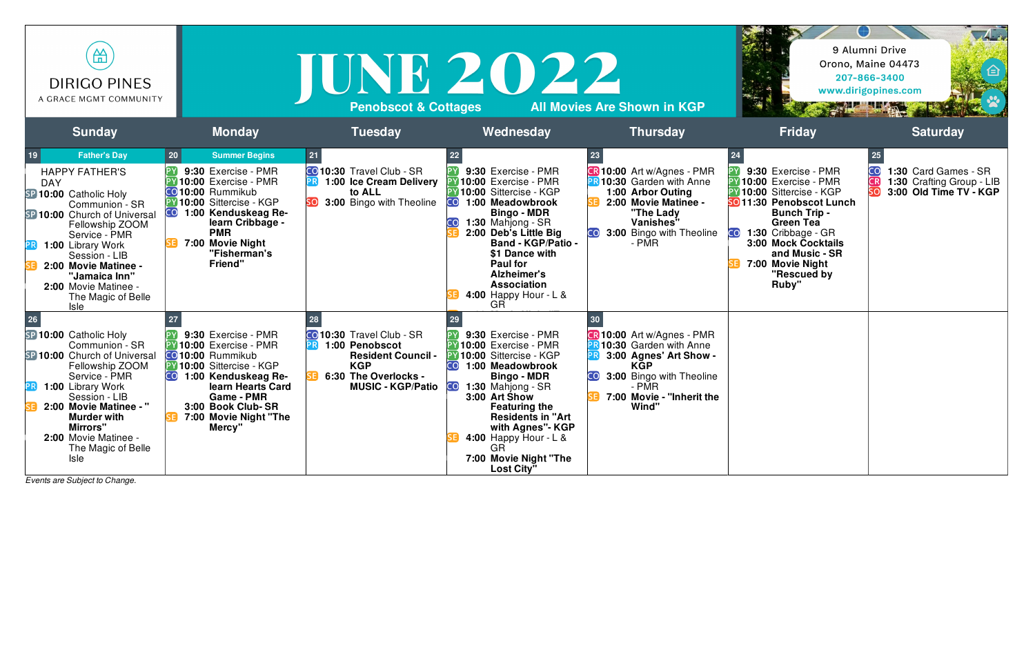DIRIGO PINES
A GRACE MGMT COMMUNITY

# JUNE 2022

Penobscot & Cottages    All Movies Are Shown in KGP

9 Alumni Drive
Orono, Maine 04473
207-866-3400
www.dirigopines.com

| Sunday | Monday | Tuesday | Wednesday | Thursday | Friday | Saturday |
|---|---|---|---|---|---|---|
| 19 Father's Day<br>HAPPY FATHER'S DAY<br>SP **10:00** Catholic Holy Communion - SR<br>SP **10:00** Church of Universal Fellowship ZOOM Service - PMR<br>PR **1:00** Library Work Session - LIB<br>SE **2:00 Movie Matinee - "Jamaica Inn"**<br>**2:00** Movie Matinee - The Magic of Belle Isle | 20 Summer Begins<br>PY **9:30** Exercise - PMR<br>PY **10:00** Exercise - PMR<br>CO **10:00** Rummikub<br>PY **10:00** Sittercise - KGP<br>CO **1:00 Kendusceag Re-learn Cribbage - PMR**<br>SE **7:00 Movie Night "Fisherman's Friend"** | 21<br>CO **10:30** Travel Club - SR<br>PR **1:00 Ice Cream Delivery to ALL**<br>SO **3:00** Bingo with Theoline | 22<br>PY **9:30** Exercise - PMR<br>PY **10:00** Exercise - PMR<br>PY **10:00** Sittercise - KGP<br>CO **1:00 Meadowbrook Bingo - MDR**<br>CO **1:30** Mahjong - SR<br>SE **2:00 Deb's Little Big Band - KGP/Patio - $1 Dance with Paul for Alzheimer's Association**<br>SE **4:00** Happy Hour - L & GR | 23<br>CR **10:00** Art w/Agnes - PMR<br>PR **10:30** Garden with Anne<br>**1:00 Arbor Outing**<br>SE **2:00 Movie Matinee - "The Lady Vanishes"**<br>CO **3:00** Bingo with Theoline - PMR | 24<br>PY **9:30** Exercise - PMR<br>PY **10:00** Exercise - PMR<br>PY **10:00** Sittercise - KGP<br>SO **11:30 Penobscot Lunch Bunch Trip - Green Tea**<br>CO **1:30** Cribbage - GR<br>**3:00 Mock Cocktails and Music - SR**<br>SE **7:00 Movie Night "Rescued by Ruby"** | 25<br>CO **1:30** Card Games - SR<br>CR **1:30** Crafting Group - LIB<br>SO **3:00 Old Time TV - KGP** |
| 26<br>SP **10:00** Catholic Holy Communion - SR<br>SP **10:00** Church of Universal Fellowship ZOOM Service - PMR<br>PR **1:00** Library Work Session - LIB<br>SE **2:00 Movie Matinee - " Murder with Mirrors"**<br>**2:00** Movie Matinee - The Magic of Belle Isle | 27<br>PY **9:30** Exercise - PMR<br>PY **10:00** Exercise - PMR<br>CO **10:00** Rummikub<br>PY **10:00** Sittercise - KGP<br>CO **1:00 Kendusceag Re-learn Hearts Card Game - PMR**<br>**3:00 Book Club- SR**<br>SE **7:00 Movie Night "The Mercy"** | 28<br>CO **10:30** Travel Club - SR<br>PR **1:00 Penobscot Resident Council - KGP**<br>SE **6:30 The Overlocks - MUSIC - KGP/Patio** | 29<br>PY **9:30** Exercise - PMR<br>PY **10:00** Exercise - PMR<br>PY **10:00** Sittercise - KGP<br>CO **1:00 Meadowbrook Bingo - MDR**<br>CO **1:30** Mahjong - SR<br>**3:00 Art Show Featuring the Residents in "Art with Agnes"- KGP**<br>SE **4:00** Happy Hour - L & GR<br>**7:00 Movie Night "The Lost City"** | 30<br>CR **10:00** Art w/Agnes - PMR<br>PR **10:30** Garden with Anne<br>PR **3:00 Agnes' Art Show - KGP**<br>CO **3:00** Bingo with Theoline - PMR<br>SE **7:00 Movie - "Inherit the Wind"** | | |

*Events are Subject to Change.*